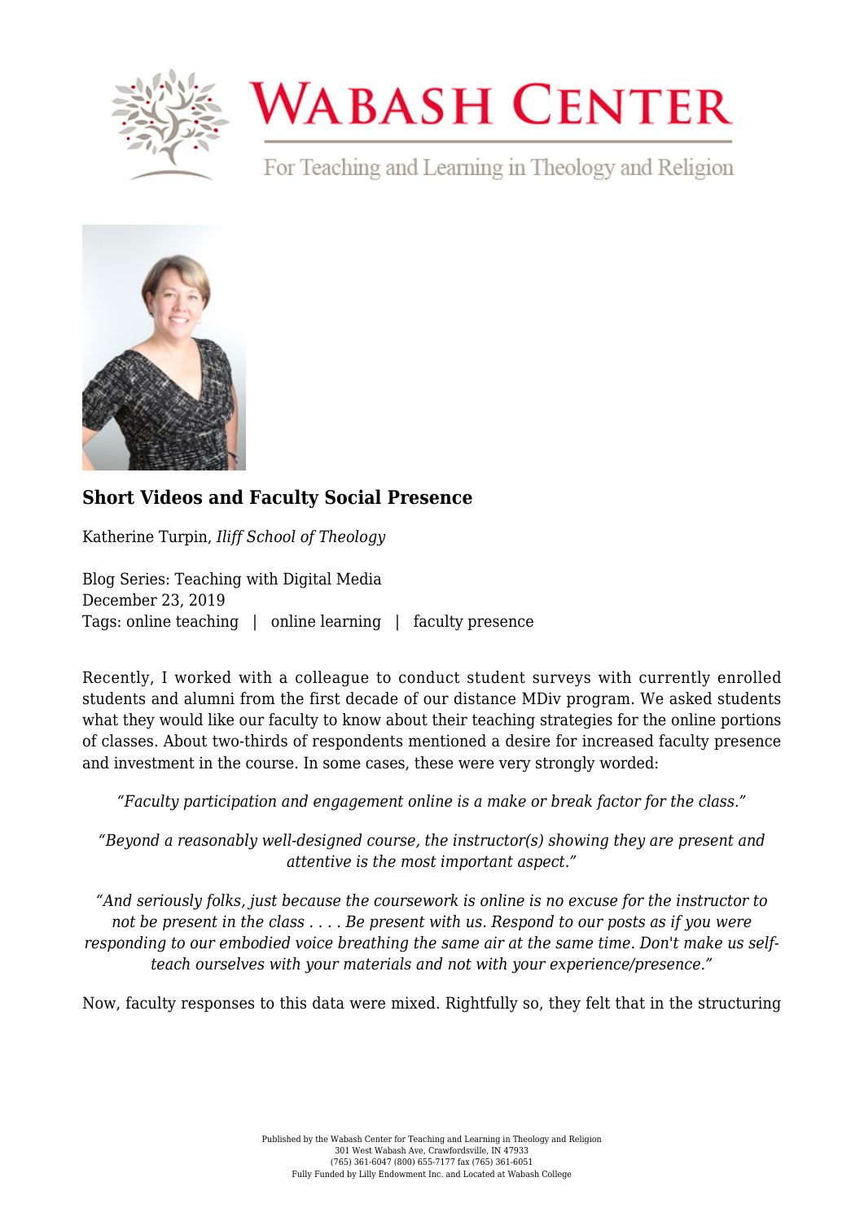# Wabash Center

For Teaching and Learning in Theology and Religion

## Short Videos and Faculty Social Presence

Katherine Turpin, *Iliff School of Theology*

Blog Series: Teaching with Digital Media
December 23, 2019
Tags: online teaching | online learning | faculty presence

Recently, I worked with a colleague to conduct student surveys with currently enrolled students and alumni from the first decade of our distance MDiv program. We asked students what they would like our faculty to know about their teaching strategies for the online portions of classes. About two-thirds of respondents mentioned a desire for increased faculty presence and investment in the course. In some cases, these were very strongly worded:

*"Faculty participation and engagement online is a make or break factor for the class."*

*"Beyond a reasonably well-designed course, the instructor(s) showing they are present and attentive is the most important aspect."*

*"And seriously folks, just because the coursework is online is no excuse for the instructor to not be present in the class . . . . Be present with us. Respond to our posts as if you were responding to our embodied voice breathing the same air at the same time. Don't make us self-teach ourselves with your materials and not with your experience/presence."*

Now, faculty responses to this data were mixed. Rightfully so, they felt that in the structuring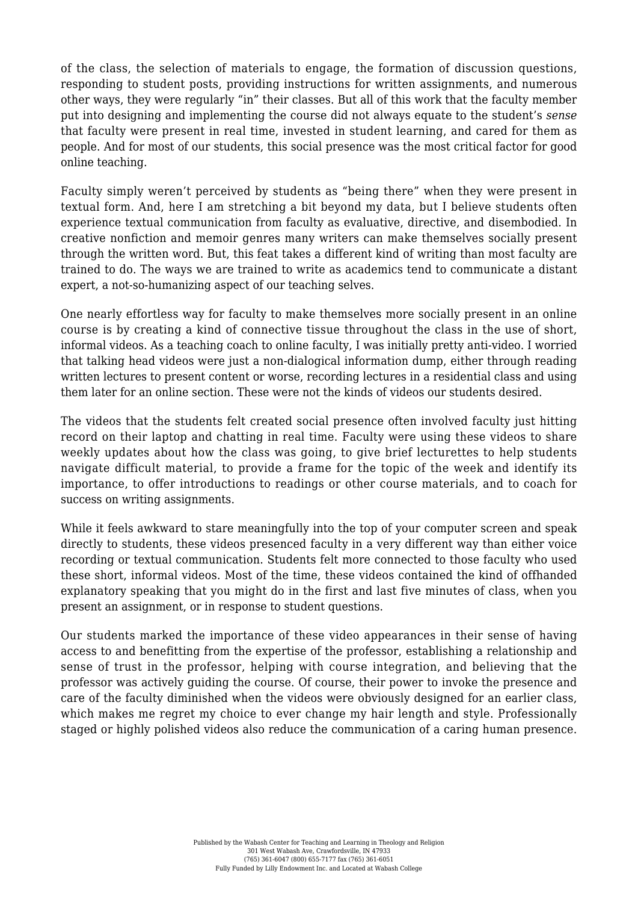of the class, the selection of materials to engage, the formation of discussion questions, responding to student posts, providing instructions for written assignments, and numerous other ways, they were regularly "in" their classes. But all of this work that the faculty member put into designing and implementing the course did not always equate to the student's *sense* that faculty were present in real time, invested in student learning, and cared for them as people. And for most of our students, this social presence was the most critical factor for good online teaching.

Faculty simply weren't perceived by students as "being there" when they were present in textual form. And, here I am stretching a bit beyond my data, but I believe students often experience textual communication from faculty as evaluative, directive, and disembodied. In creative nonfiction and memoir genres many writers can make themselves socially present through the written word. But, this feat takes a different kind of writing than most faculty are trained to do. The ways we are trained to write as academics tend to communicate a distant expert, a not-so-humanizing aspect of our teaching selves.

One nearly effortless way for faculty to make themselves more socially present in an online course is by creating a kind of connective tissue throughout the class in the use of short, informal videos. As a teaching coach to online faculty, I was initially pretty anti-video. I worried that talking head videos were just a non-dialogical information dump, either through reading written lectures to present content or worse, recording lectures in a residential class and using them later for an online section. These were not the kinds of videos our students desired.

The videos that the students felt created social presence often involved faculty just hitting record on their laptop and chatting in real time. Faculty were using these videos to share weekly updates about how the class was going, to give brief lecturettes to help students navigate difficult material, to provide a frame for the topic of the week and identify its importance, to offer introductions to readings or other course materials, and to coach for success on writing assignments.

While it feels awkward to stare meaningfully into the top of your computer screen and speak directly to students, these videos presenced faculty in a very different way than either voice recording or textual communication. Students felt more connected to those faculty who used these short, informal videos. Most of the time, these videos contained the kind of offhanded explanatory speaking that you might do in the first and last five minutes of class, when you present an assignment, or in response to student questions.

Our students marked the importance of these video appearances in their sense of having access to and benefitting from the expertise of the professor, establishing a relationship and sense of trust in the professor, helping with course integration, and believing that the professor was actively guiding the course. Of course, their power to invoke the presence and care of the faculty diminished when the videos were obviously designed for an earlier class, which makes me regret my choice to ever change my hair length and style. Professionally staged or highly polished videos also reduce the communication of a caring human presence.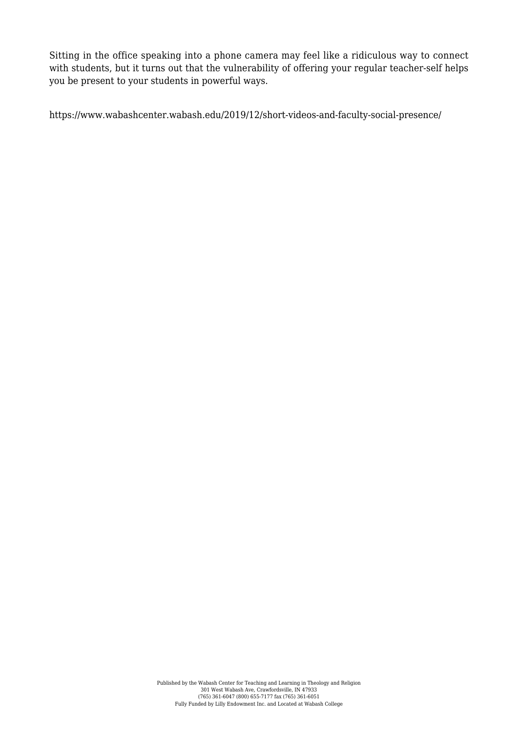Sitting in the office speaking into a phone camera may feel like a ridiculous way to connect with students, but it turns out that the vulnerability of offering your regular teacher-self helps you be present to your students in powerful ways.

https://www.wabashcenter.wabash.edu/2019/12/short-videos-and-faculty-social-presence/